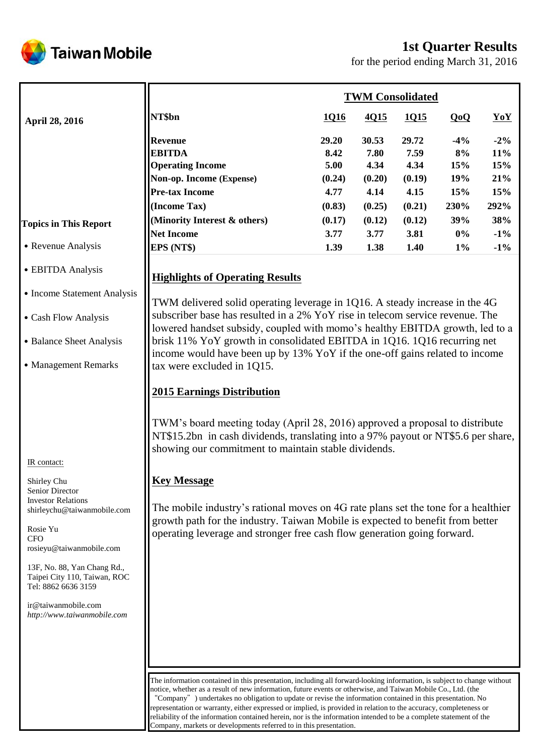# Taiwan Mobile

## 1st Quarter Results

for the period ending March 31, 2016

**April 28, 2016**

| TWM Consolidated | | | | | |
|---|---|---|---|---|---|
| **NT$bn** | **1Q16** | **4Q15** | **1Q15** | **QoQ** | **YoY** |
| **Revenue** | 29.20 | 30.53 | 29.72 | -4% | -2% |
| **EBITDA** | 8.42 | 7.80 | 7.59 | 8% | 11% |
| **Operating Income** | 5.00 | 4.34 | 4.34 | 15% | 15% |
| **Non-op. Income (Expense)** | (0.24) | (0.20) | (0.19) | 19% | 21% |
| **Pre-tax Income** | 4.77 | 4.14 | 4.15 | 15% | 15% |
| **(Income Tax)** | (0.83) | (0.25) | (0.21) | 230% | 292% |
| **(Minority Interest & others)** | (0.17) | (0.12) | (0.12) | 39% | 38% |
| **Net Income** | 3.77 | 3.77 | 3.81 | 0% | -1% |
| **EPS (NT$)** | 1.39 | 1.38 | 1.40 | 1% | -1% |

**Topics in This Report**

- Revenue Analysis
- EBITDA Analysis
- Income Statement Analysis
- Cash Flow Analysis
- Balance Sheet Analysis
- Management Remarks

### Highlights of Operating Results

TWM delivered solid operating leverage in 1Q16. A steady increase in the 4G subscriber base has resulted in a 2% YoY rise in telecom service revenue. The lowered handset subsidy, coupled with momo's healthy EBITDA growth, led to a brisk 11% YoY growth in consolidated EBITDA in 1Q16. 1Q16 recurring net income would have been up by 13% YoY if the one-off gains related to income tax were excluded in 1Q15.

### 2015 Earnings Distribution

TWM's board meeting today (April 28, 2016) approved a proposal to distribute NT$15.2bn in cash dividends, translating into a 97% payout or NT$5.6 per share, showing our commitment to maintain stable dividends.

### Key Message

The mobile industry's rational moves on 4G rate plans set the tone for a healthier growth path for the industry. Taiwan Mobile is expected to benefit from better operating leverage and stronger free cash flow generation going forward.

IR contact:

Shirley Chu
Senior Director
Investor Relations
shirleychu@taiwanmobile.com

Rosie Yu
CFO
rosieyu@taiwanmobile.com

13F, No. 88, Yan Chang Rd.,
Taipei City 110, Taiwan, ROC
Tel: 8862 6636 3159

ir@taiwanmobile.com
*http://www.taiwanmobile.com*

The information contained in this presentation, including all forward-looking information, is subject to change without notice, whether as a result of new information, future events or otherwise, and Taiwan Mobile Co., Ltd. (the "Company") undertakes no obligation to update or revise the information contained in this presentation. No representation or warranty, either expressed or implied, is provided in relation to the accuracy, completeness or reliability of the information contained herein, nor is the information intended to be a complete statement of the Company, markets or developments referred to in this presentation.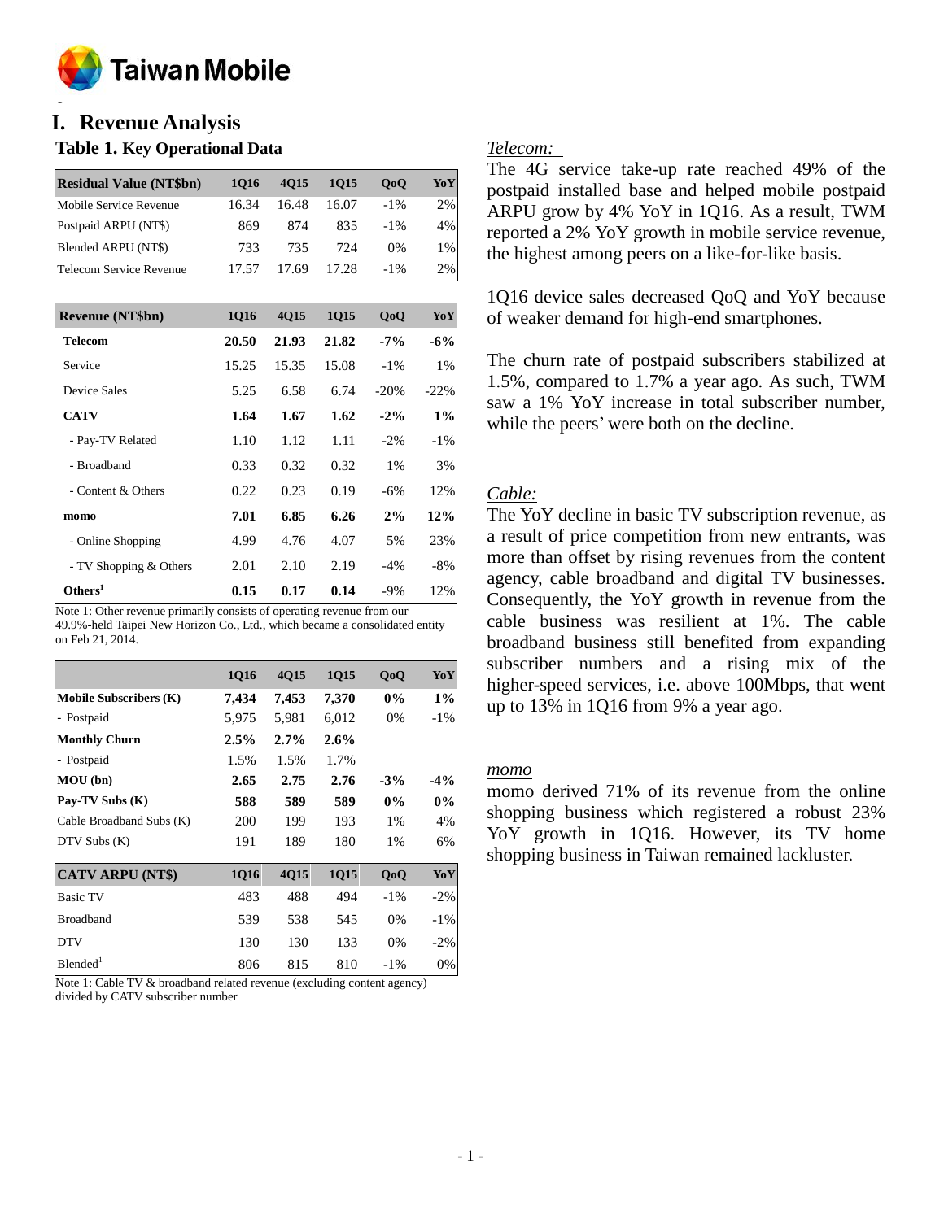# I. Revenue Analysis

## Table 1. Key Operational Data

| Residual Value (NT$bn) | 1Q16 | 4Q15 | 1Q15 | QoQ | YoY |
|---|---|---|---|---|---|
| Mobile Service Revenue | 16.34 | 16.48 | 16.07 | -1% | 2% |
| Postpaid ARPU (NT$) | 869 | 874 | 835 | -1% | 4% |
| Blended ARPU (NT$) | 733 | 735 | 724 | 0% | 1% |
| Telecom Service Revenue | 17.57 | 17.69 | 17.28 | -1% | 2% |

| Revenue (NT$bn) | 1Q16 | 4Q15 | 1Q15 | QoQ | YoY |
|---|---|---|---|---|---|
| **Telecom** | **20.50** | **21.93** | **21.82** | **-7%** | **-6%** |
| Service | 15.25 | 15.35 | 15.08 | -1% | 1% |
| Device Sales | 5.25 | 6.58 | 6.74 | -20% | -22% |
| **CATV** | **1.64** | **1.67** | **1.62** | **-2%** | **1%** |
| - Pay-TV Related | 1.10 | 1.12 | 1.11 | -2% | -1% |
| - Broadband | 0.33 | 0.32 | 0.32 | 1% | 3% |
| - Content & Others | 0.22 | 0.23 | 0.19 | -6% | 12% |
| **momo** | **7.01** | **6.85** | **6.26** | **2%** | **12%** |
| - Online Shopping | 4.99 | 4.76 | 4.07 | 5% | 23% |
| - TV Shopping & Others | 2.01 | 2.10 | 2.19 | -4% | -8% |
| **Others[1]** | **0.15** | **0.17** | **0.14** | -9% | 12% |

Note 1: Other revenue primarily consists of operating revenue from our 49.9%-held Taipei New Horizon Co., Ltd., which became a consolidated entity on Feb 21, 2014.

| | 1Q16 | 4Q15 | 1Q15 | QoQ | YoY |
|---|---|---|---|---|---|
| **Mobile Subscribers (K)** | **7,434** | **7,453** | **7,370** | **0%** | **1%** |
| - Postpaid | 5,975 | 5,981 | 6,012 | 0% | -1% |
| **Monthly Churn** | **2.5%** | **2.7%** | **2.6%** | | |
| - Postpaid | 1.5% | 1.5% | 1.7% | | |
| **MOU (bn)** | **2.65** | **2.75** | **2.76** | **-3%** | **-4%** |
| **Pay-TV Subs (K)** | **588** | **589** | **589** | **0%** | **0%** |
| Cable Broadband Subs (K) | 200 | 199 | 193 | 1% | 4% |
| DTV Subs (K) | 191 | 189 | 180 | 1% | 6% |

| CATV ARPU (NT$) | 1Q16 | 4Q15 | 1Q15 | QoQ | YoY |
|---|---|---|---|---|---|
| Basic TV | 483 | 488 | 494 | -1% | -2% |
| Broadband | 539 | 538 | 545 | 0% | -1% |
| DTV | 130 | 130 | 133 | 0% | -2% |
| Blended[1] | 806 | 815 | 810 | -1% | 0% |

Note 1: Cable TV & broadband related revenue (excluding content agency) divided by CATV subscriber number

*Telecom:*

The 4G service take-up rate reached 49% of the postpaid installed base and helped mobile postpaid ARPU grow by 4% YoY in 1Q16. As a result, TWM reported a 2% YoY growth in mobile service revenue, the highest among peers on a like-for-like basis.

1Q16 device sales decreased QoQ and YoY because of weaker demand for high-end smartphones.

The churn rate of postpaid subscribers stabilized at 1.5%, compared to 1.7% a year ago. As such, TWM saw a 1% YoY increase in total subscriber number, while the peers' were both on the decline.

*Cable:*

The YoY decline in basic TV subscription revenue, as a result of price competition from new entrants, was more than offset by rising revenues from the content agency, cable broadband and digital TV businesses. Consequently, the YoY growth in revenue from the cable business was resilient at 1%. The cable broadband business still benefited from expanding subscriber numbers and a rising mix of the higher-speed services, i.e. above 100Mbps, that went up to 13% in 1Q16 from 9% a year ago.

*momo*

momo derived 71% of its revenue from the online shopping business which registered a robust 23% YoY growth in 1Q16. However, its TV home shopping business in Taiwan remained lackluster.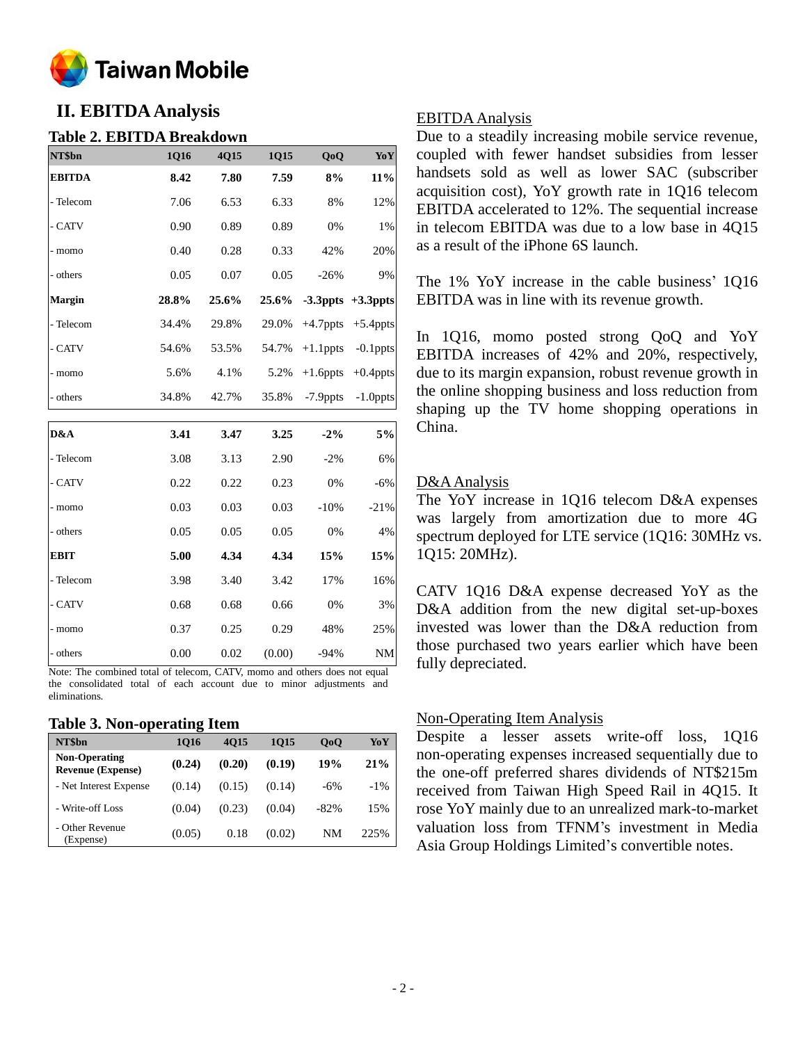## II. EBITDA Analysis

### Table 2. EBITDA Breakdown

| NT$bn | 1Q16 | 4Q15 | 1Q15 | QoQ | YoY |
|---|---|---|---|---|---|
| **EBITDA** | **8.42** | **7.80** | **7.59** | **8%** | **11%** |
| - Telecom | 7.06 | 6.53 | 6.33 | 8% | 12% |
| - CATV | 0.90 | 0.89 | 0.89 | 0% | 1% |
| - momo | 0.40 | 0.28 | 0.33 | 42% | 20% |
| - others | 0.05 | 0.07 | 0.05 | -26% | 9% |
| **Margin** | **28.8%** | **25.6%** | **25.6%** | **-3.3ppts** | **+3.3ppts** |
| - Telecom | 34.4% | 29.8% | 29.0% | +4.7ppts | +5.4ppts |
| - CATV | 54.6% | 53.5% | 54.7% | +1.1ppts | -0.1ppts |
| - momo | 5.6% | 4.1% | 5.2% | +1.6ppts | +0.4ppts |
| - others | 34.8% | 42.7% | 35.8% | -7.9ppts | -1.0ppts |
| **D&A** | **3.41** | **3.47** | **3.25** | **-2%** | **5%** |
| - Telecom | 3.08 | 3.13 | 2.90 | -2% | 6% |
| - CATV | 0.22 | 0.22 | 0.23 | 0% | -6% |
| - momo | 0.03 | 0.03 | 0.03 | -10% | -21% |
| - others | 0.05 | 0.05 | 0.05 | 0% | 4% |
| **EBIT** | **5.00** | **4.34** | **4.34** | **15%** | **15%** |
| - Telecom | 3.98 | 3.40 | 3.42 | 17% | 16% |
| - CATV | 0.68 | 0.68 | 0.66 | 0% | 3% |
| - momo | 0.37 | 0.25 | 0.29 | 48% | 25% |
| - others | 0.00 | 0.02 | (0.00) | -94% | NM |

Note: The combined total of telecom, CATV, momo and others does not equal the consolidated total of each account due to minor adjustments and eliminations.

### Table 3. Non-operating Item

| NT$bn | 1Q16 | 4Q15 | 1Q15 | QoQ | YoY |
|---|---|---|---|---|---|
| **Non-Operating Revenue (Expense)** | **(0.24)** | **(0.20)** | **(0.19)** | **19%** | **21%** |
| - Net Interest Expense | (0.14) | (0.15) | (0.14) | -6% | -1% |
| - Write-off Loss | (0.04) | (0.23) | (0.04) | -82% | 15% |
| - Other Revenue (Expense) | (0.05) | 0.18 | (0.02) | NM | 225% |

<u>EBITDA Analysis</u>

Due to a steadily increasing mobile service revenue, coupled with fewer handset subsidies from lesser handsets sold as well as lower SAC (subscriber acquisition cost), YoY growth rate in 1Q16 telecom EBITDA accelerated to 12%. The sequential increase in telecom EBITDA was due to a low base in 4Q15 as a result of the iPhone 6S launch.

The 1% YoY increase in the cable business' 1Q16 EBITDA was in line with its revenue growth.

In 1Q16, momo posted strong QoQ and YoY EBITDA increases of 42% and 20%, respectively, due to its margin expansion, robust revenue growth in the online shopping business and loss reduction from shaping up the TV home shopping operations in China.

<u>D&A Analysis</u>

The YoY increase in 1Q16 telecom D&A expenses was largely from amortization due to more 4G spectrum deployed for LTE service (1Q16: 30MHz vs. 1Q15: 20MHz).

CATV 1Q16 D&A expense decreased YoY as the D&A addition from the new digital set-up-boxes invested was lower than the D&A reduction from those purchased two years earlier which have been fully depreciated.

<u>Non-Operating Item Analysis</u>

Despite a lesser assets write-off loss, 1Q16 non-operating expenses increased sequentially due to the one-off preferred shares dividends of NT$215m received from Taiwan High Speed Rail in 4Q15. It rose YoY mainly due to an unrealized mark-to-market valuation loss from TFNM's investment in Media Asia Group Holdings Limited's convertible notes.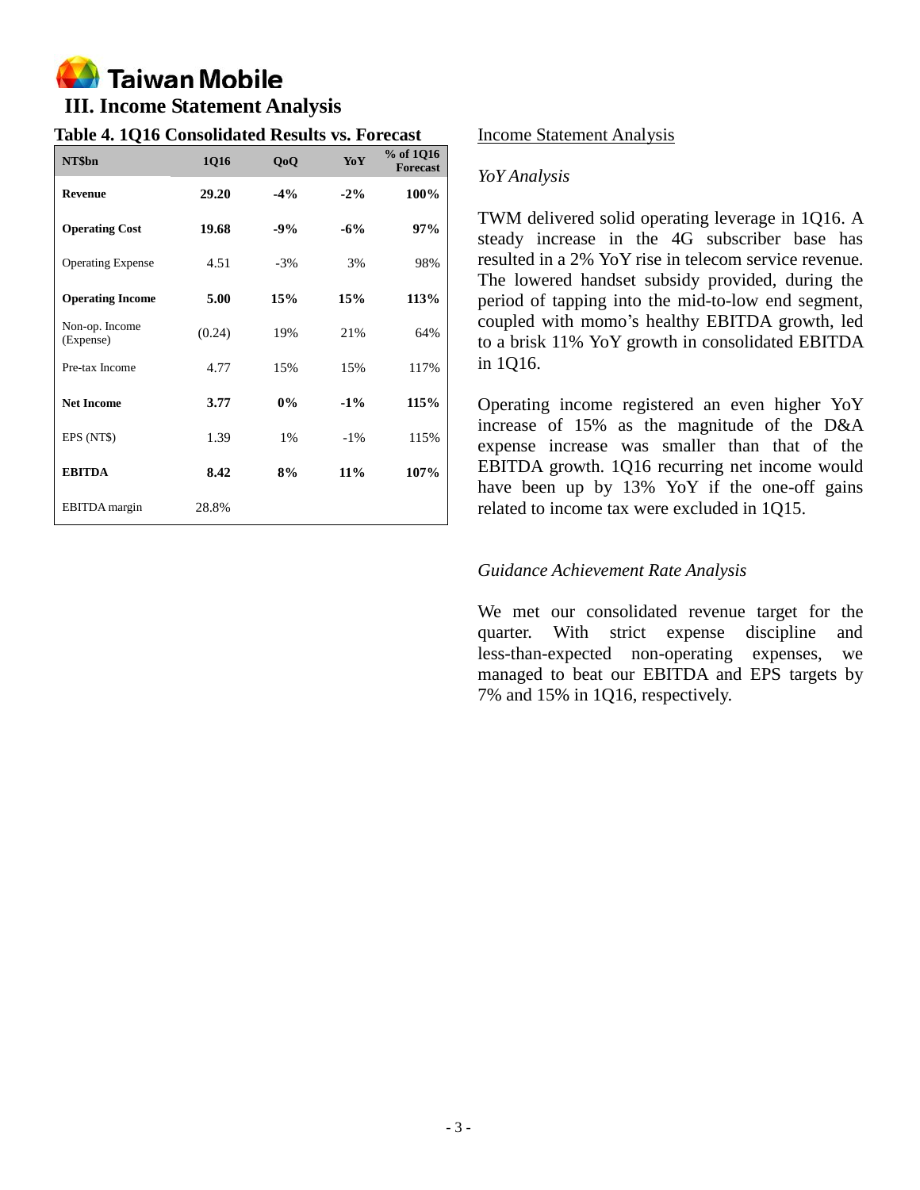## III. Income Statement Analysis

### Table 4. 1Q16 Consolidated Results vs. Forecast

| NT$bn | 1Q16 | QoQ | YoY | % of 1Q16 Forecast |
|---|---|---|---|---|
| **Revenue** | **29.20** | **-4%** | **-2%** | **100%** |
| **Operating Cost** | **19.68** | **-9%** | **-6%** | **97%** |
| Operating Expense | 4.51 | -3% | 3% | 98% |
| **Operating Income** | **5.00** | **15%** | **15%** | **113%** |
| Non-op. Income (Expense) | (0.24) | 19% | 21% | 64% |
| Pre-tax Income | 4.77 | 15% | 15% | 117% |
| **Net Income** | **3.77** | **0%** | **-1%** | **115%** |
| EPS (NT$) | 1.39 | 1% | -1% | 115% |
| **EBITDA** | **8.42** | **8%** | **11%** | **107%** |
| EBITDA margin | 28.8% | | | |

Income Statement Analysis

*YoY Analysis*

TWM delivered solid operating leverage in 1Q16. A steady increase in the 4G subscriber base has resulted in a 2% YoY rise in telecom service revenue. The lowered handset subsidy provided, during the period of tapping into the mid-to-low end segment, coupled with momo's healthy EBITDA growth, led to a brisk 11% YoY growth in consolidated EBITDA in 1Q16.

Operating income registered an even higher YoY increase of 15% as the magnitude of the D&A expense increase was smaller than that of the EBITDA growth. 1Q16 recurring net income would have been up by 13% YoY if the one-off gains related to income tax were excluded in 1Q15.

*Guidance Achievement Rate Analysis*

We met our consolidated revenue target for the quarter. With strict expense discipline and less-than-expected non-operating expenses, we managed to beat our EBITDA and EPS targets by 7% and 15% in 1Q16, respectively.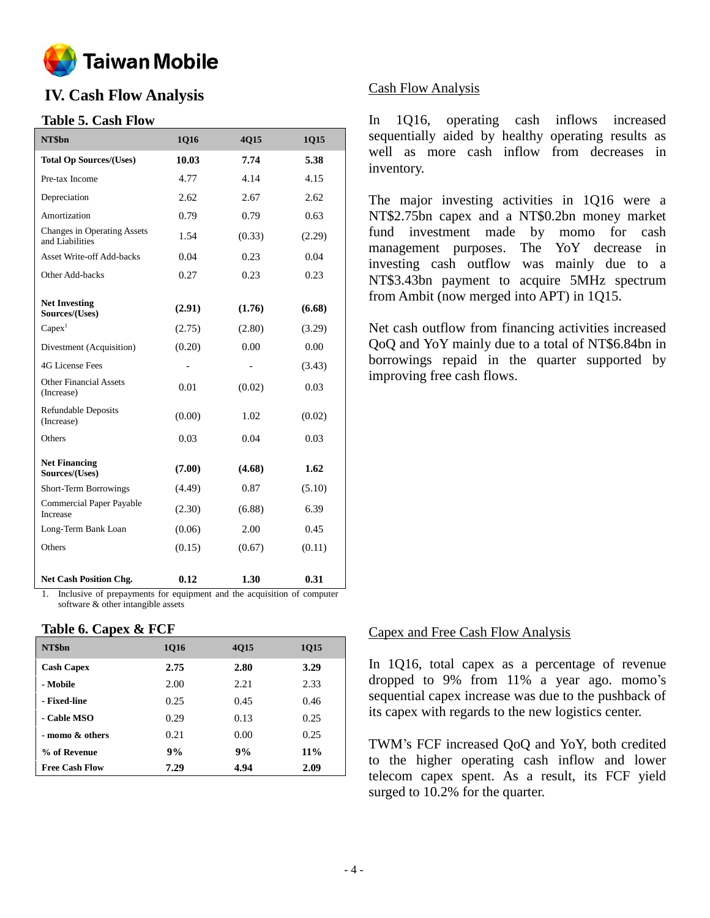## IV. Cash Flow Analysis

### Table 5. Cash Flow

| NT$bn | 1Q16 | 4Q15 | 1Q15 |
|---|---|---|---|
| **Total Op Sources/(Uses)** | **10.03** | **7.74** | **5.38** |
| Pre-tax Income | 4.77 | 4.14 | 4.15 |
| Depreciation | 2.62 | 2.67 | 2.62 |
| Amortization | 0.79 | 0.79 | 0.63 |
| Changes in Operating Assets and Liabilities | 1.54 | (0.33) | (2.29) |
| Asset Write-off Add-backs | 0.04 | 0.23 | 0.04 |
| Other Add-backs | 0.27 | 0.23 | 0.23 |
| **Net Investing Sources/(Uses)** | **(2.91)** | **(1.76)** | **(6.68)** |
| Capex[1] | (2.75) | (2.80) | (3.29) |
| Divestment (Acquisition) | (0.20) | 0.00 | 0.00 |
| 4G License Fees | - | - | (3.43) |
| Other Financial Assets (Increase) | 0.01 | (0.02) | 0.03 |
| Refundable Deposits (Increase) | (0.00) | 1.02 | (0.02) |
| Others | 0.03 | 0.04 | 0.03 |
| **Net Financing Sources/(Uses)** | **(7.00)** | **(4.68)** | **1.62** |
| Short-Term Borrowings | (4.49) | 0.87 | (5.10) |
| Commercial Paper Payable Increase | (2.30) | (6.88) | 6.39 |
| Long-Term Bank Loan | (0.06) | 2.00 | 0.45 |
| Others | (0.15) | (0.67) | (0.11) |
| **Net Cash Position Chg.** | **0.12** | **1.30** | **0.31** |

1. Inclusive of prepayments for equipment and the acquisition of computer software & other intangible assets

### Cash Flow Analysis

In 1Q16, operating cash inflows increased sequentially aided by healthy operating results as well as more cash inflow from decreases in inventory.

The major investing activities in 1Q16 were a NT$2.75bn capex and a NT$0.2bn money market fund investment made by momo for cash management purposes. The YoY decrease in investing cash outflow was mainly due to a NT$3.43bn payment to acquire 5MHz spectrum from Ambit (now merged into APT) in 1Q15.

Net cash outflow from financing activities increased QoQ and YoY mainly due to a total of NT$6.84bn in borrowings repaid in the quarter supported by improving free cash flows.

### Table 6. Capex & FCF

| NT$bn | 1Q16 | 4Q15 | 1Q15 |
|---|---|---|---|
| **Cash Capex** | **2.75** | **2.80** | **3.29** |
| **- Mobile** | 2.00 | 2.21 | 2.33 |
| **- Fixed-line** | 0.25 | 0.45 | 0.46 |
| **- Cable MSO** | 0.29 | 0.13 | 0.25 |
| **- momo & others** | 0.21 | 0.00 | 0.25 |
| **% of Revenue** | **9%** | **9%** | **11%** |
| **Free Cash Flow** | **7.29** | **4.94** | **2.09** |

### Capex and Free Cash Flow Analysis

In 1Q16, total capex as a percentage of revenue dropped to 9% from 11% a year ago. momo's sequential capex increase was due to the pushback of its capex with regards to the new logistics center.

TWM's FCF increased QoQ and YoY, both credited to the higher operating cash inflow and lower telecom capex spent. As a result, its FCF yield surged to 10.2% for the quarter.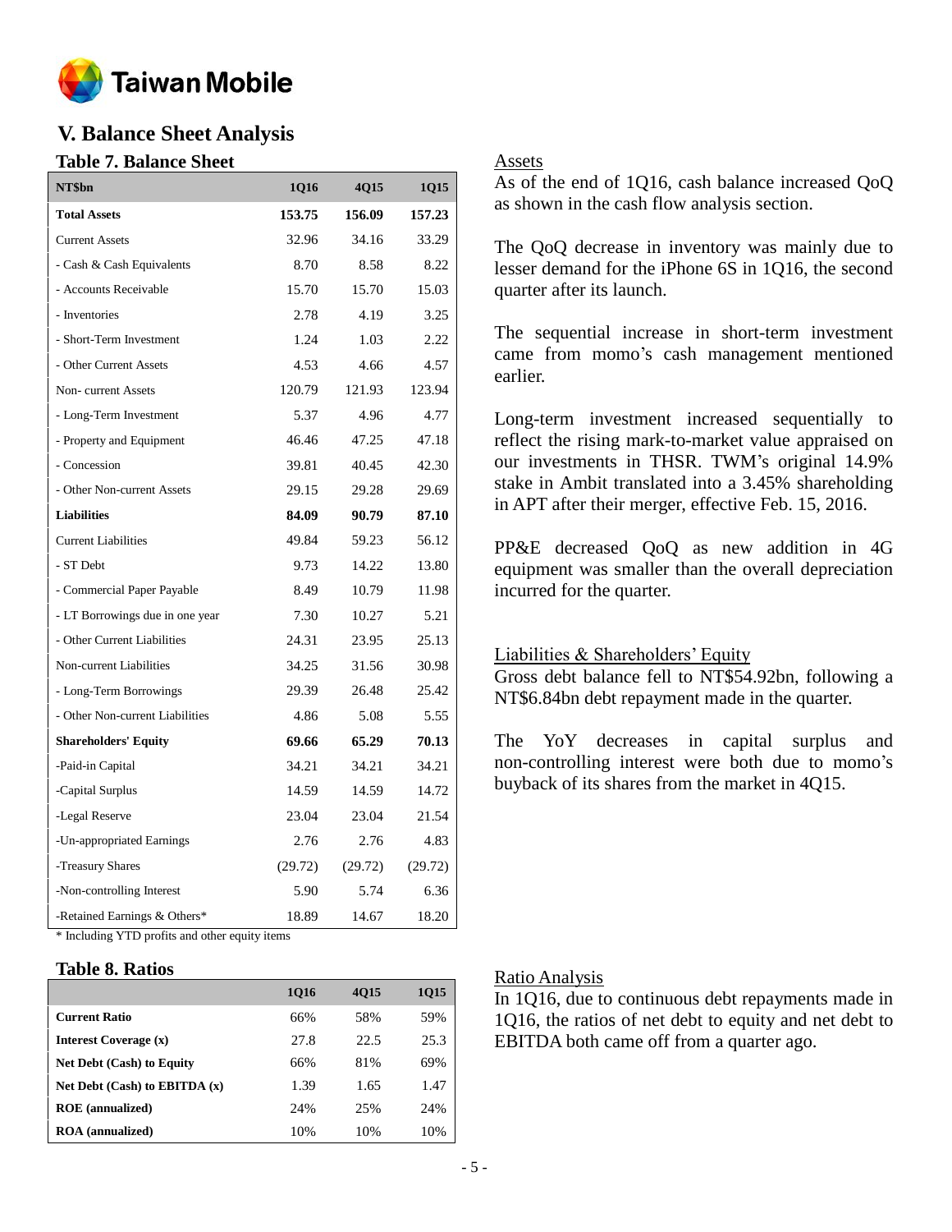## V. Balance Sheet Analysis

### Table 7. Balance Sheet

| NT$bn | 1Q16 | 4Q15 | 1Q15 |
|---|---|---|---|
| **Total Assets** | **153.75** | **156.09** | **157.23** |
| Current Assets | 32.96 | 34.16 | 33.29 |
| - Cash & Cash Equivalents | 8.70 | 8.58 | 8.22 |
| - Accounts Receivable | 15.70 | 15.70 | 15.03 |
| - Inventories | 2.78 | 4.19 | 3.25 |
| - Short-Term Investment | 1.24 | 1.03 | 2.22 |
| - Other Current Assets | 4.53 | 4.66 | 4.57 |
| Non- current Assets | 120.79 | 121.93 | 123.94 |
| - Long-Term Investment | 5.37 | 4.96 | 4.77 |
| - Property and Equipment | 46.46 | 47.25 | 47.18 |
| - Concession | 39.81 | 40.45 | 42.30 |
| - Other Non-current Assets | 29.15 | 29.28 | 29.69 |
| **Liabilities** | **84.09** | **90.79** | **87.10** |
| Current Liabilities | 49.84 | 59.23 | 56.12 |
| - ST Debt | 9.73 | 14.22 | 13.80 |
| - Commercial Paper Payable | 8.49 | 10.79 | 11.98 |
| - LT Borrowings due in one year | 7.30 | 10.27 | 5.21 |
| - Other Current Liabilities | 24.31 | 23.95 | 25.13 |
| Non-current Liabilities | 34.25 | 31.56 | 30.98 |
| - Long-Term Borrowings | 29.39 | 26.48 | 25.42 |
| - Other Non-current Liabilities | 4.86 | 5.08 | 5.55 |
| **Shareholders' Equity** | **69.66** | **65.29** | **70.13** |
| -Paid-in Capital | 34.21 | 34.21 | 34.21 |
| -Capital Surplus | 14.59 | 14.59 | 14.72 |
| -Legal Reserve | 23.04 | 23.04 | 21.54 |
| -Un-appropriated Earnings | 2.76 | 2.76 | 4.83 |
| -Treasury Shares | (29.72) | (29.72) | (29.72) |
| -Non-controlling Interest | 5.90 | 5.74 | 6.36 |
| -Retained Earnings & Others* | 18.89 | 14.67 | 18.20 |

\* Including YTD profits and other equity items

Assets

As of the end of 1Q16, cash balance increased QoQ as shown in the cash flow analysis section.

The QoQ decrease in inventory was mainly due to lesser demand for the iPhone 6S in 1Q16, the second quarter after its launch.

The sequential increase in short-term investment came from momo's cash management mentioned earlier.

Long-term investment increased sequentially to reflect the rising mark-to-market value appraised on our investments in THSR. TWM's original 14.9% stake in Ambit translated into a 3.45% shareholding in APT after their merger, effective Feb. 15, 2016.

PP&E decreased QoQ as new addition in 4G equipment was smaller than the overall depreciation incurred for the quarter.

Liabilities & Shareholders' Equity

Gross debt balance fell to NT$54.92bn, following a NT$6.84bn debt repayment made in the quarter.

The YoY decreases in capital surplus and non-controlling interest were both due to momo's buyback of its shares from the market in 4Q15.

### Table 8. Ratios

| | 1Q16 | 4Q15 | 1Q15 |
|---|---|---|---|
| **Current Ratio** | 66% | 58% | 59% |
| **Interest Coverage (x)** | 27.8 | 22.5 | 25.3 |
| **Net Debt (Cash) to Equity** | 66% | 81% | 69% |
| **Net Debt (Cash) to EBITDA (x)** | 1.39 | 1.65 | 1.47 |
| **ROE (annualized)** | 24% | 25% | 24% |
| **ROA (annualized)** | 10% | 10% | 10% |

Ratio Analysis

In 1Q16, due to continuous debt repayments made in 1Q16, the ratios of net debt to equity and net debt to EBITDA both came off from a quarter ago.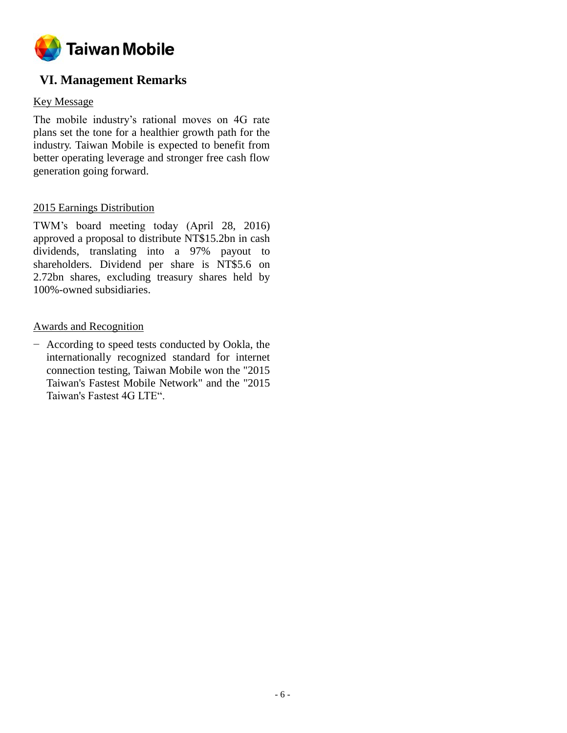## VI. Management Remarks

Key Message

The mobile industry's rational moves on 4G rate plans set the tone for a healthier growth path for the industry. Taiwan Mobile is expected to benefit from better operating leverage and stronger free cash flow generation going forward.

2015 Earnings Distribution

TWM's board meeting today (April 28, 2016) approved a proposal to distribute NT$15.2bn in cash dividends, translating into a 97% payout to shareholders. Dividend per share is NT$5.6 on 2.72bn shares, excluding treasury shares held by 100%-owned subsidiaries.

Awards and Recognition

- According to speed tests conducted by Ookla, the internationally recognized standard for internet connection testing, Taiwan Mobile won the "2015 Taiwan's Fastest Mobile Network" and the "2015 Taiwan's Fastest 4G LTE".